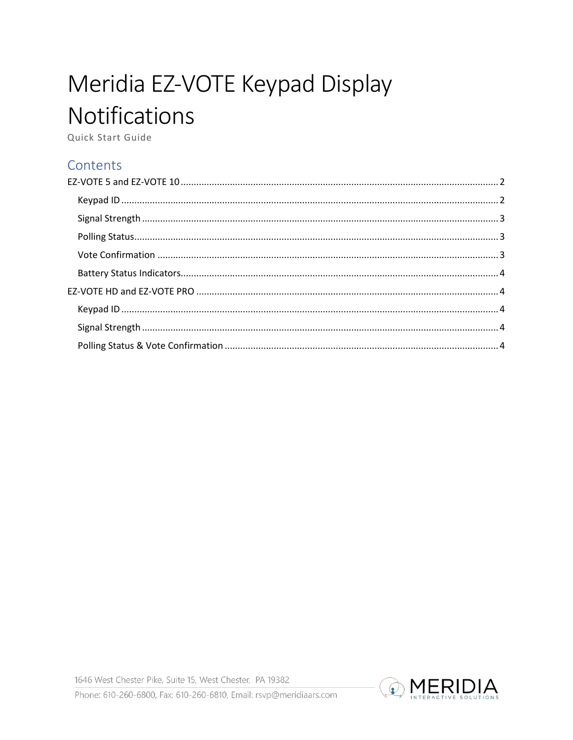# Meridia EZ-VOTE Keypad Display Notifications

Quick Start Guide

## Contents

- EZ-VOTE 5 and EZ-VOTE 10 ........ 2
  - Keypad ID ........ 2
  - Signal Strength ........ 3
  - Polling Status ........ 3
  - Vote Confirmation ........ 3
  - Battery Status Indicators ........ 4
- EZ-VOTE HD and EZ-VOTE PRO ........ 4
  - Keypad ID ........ 4
  - Signal Strength ........ 4
  - Polling Status & Vote Confirmation ........ 4

1646 West Chester Pike, Suite 15, West Chester, PA 19382

Phone: 610-260-6800, Fax: 610-260-6810, Email: rsvp@meridiaars.com

MERIDIA INTERACTIVE SOLUTIONS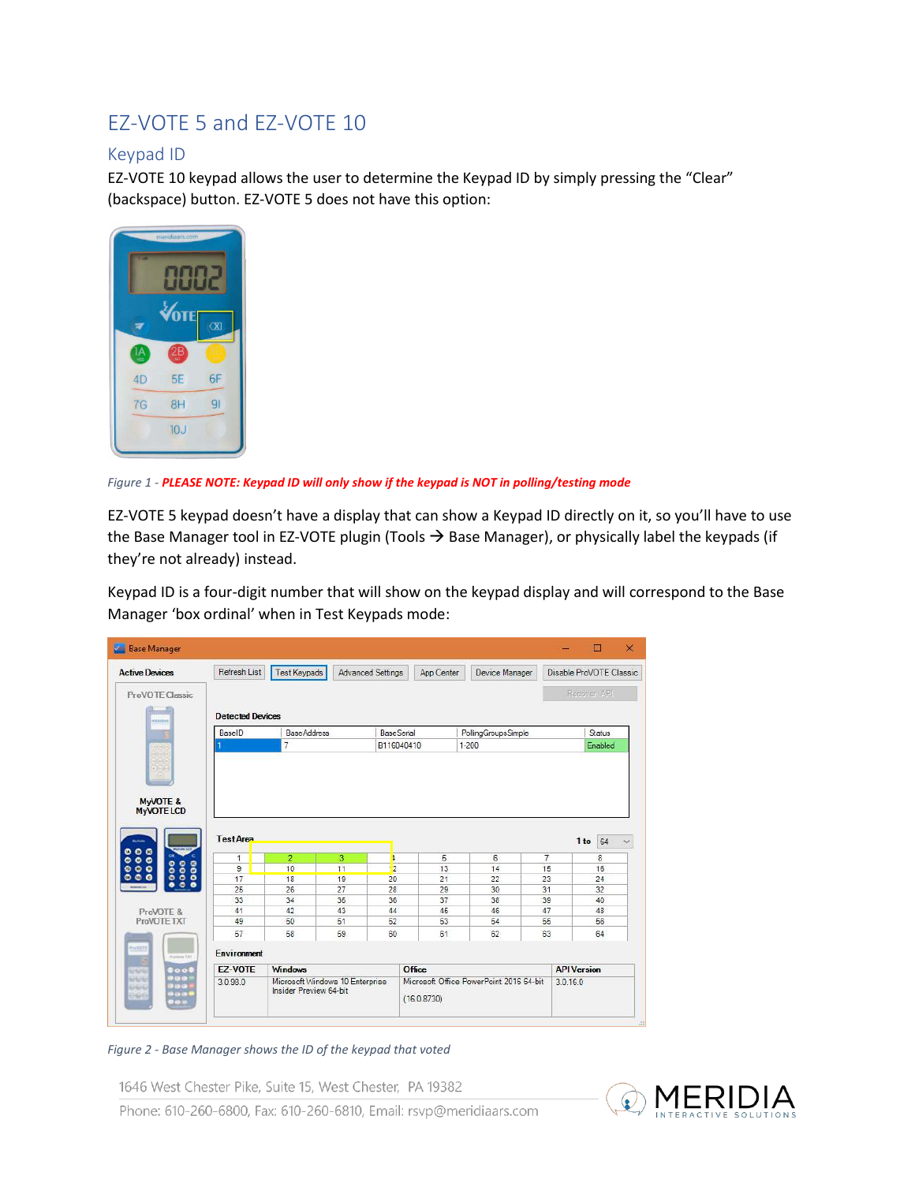# EZ-VOTE 5 and EZ-VOTE 10

## Keypad ID

EZ-VOTE 10 keypad allows the user to determine the Keypad ID by simply pressing the "Clear" (backspace) button. EZ-VOTE 5 does not have this option:

*Figure 1 - PLEASE NOTE: Keypad ID will only show if the keypad is NOT in polling/testing mode*

EZ-VOTE 5 keypad doesn't have a display that can show a Keypad ID directly on it, so you'll have to use the Base Manager tool in EZ-VOTE plugin (Tools → Base Manager), or physically label the keypads (if they're not already) instead.

Keypad ID is a four-digit number that will show on the keypad display and will correspond to the Base Manager 'box ordinal' when in Test Keypads mode:

*Figure 2 - Base Manager shows the ID of the keypad that voted*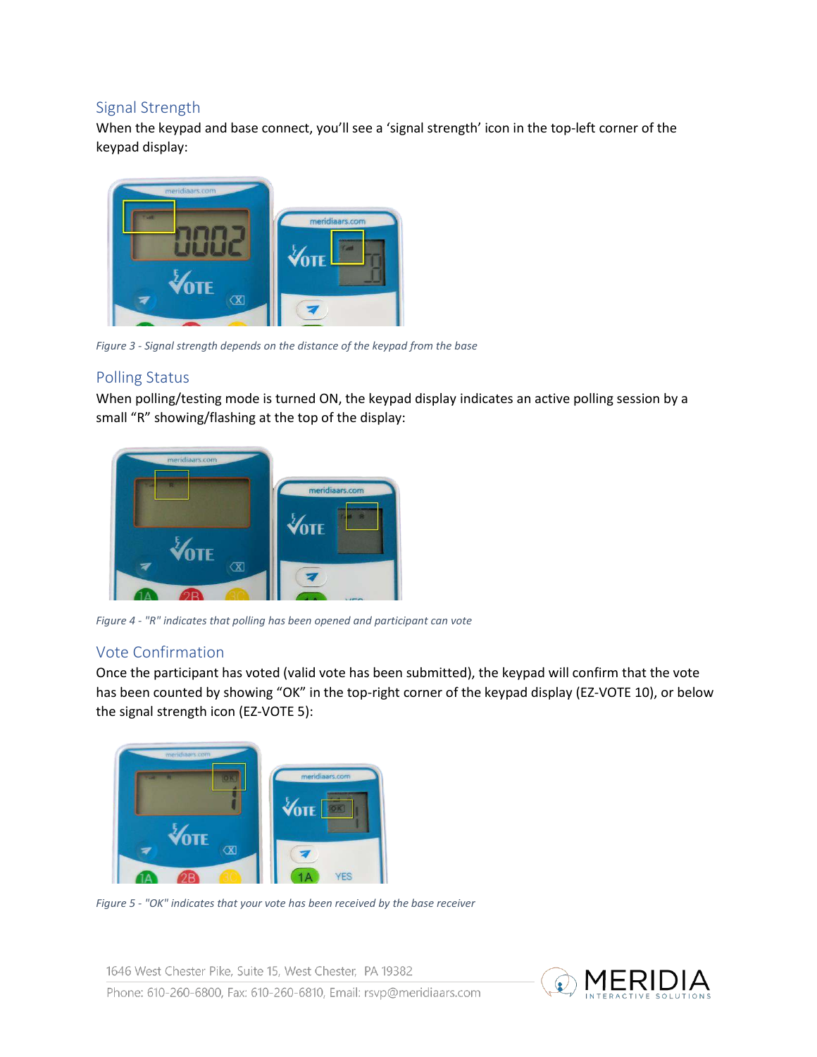## Signal Strength

When the keypad and base connect, you'll see a 'signal strength' icon in the top-left corner of the keypad display:

*Figure 3 - Signal strength depends on the distance of the keypad from the base*

## Polling Status

When polling/testing mode is turned ON, the keypad display indicates an active polling session by a small "R" showing/flashing at the top of the display:

*Figure 4 - "R" indicates that polling has been opened and participant can vote*

## Vote Confirmation

Once the participant has voted (valid vote has been submitted), the keypad will confirm that the vote has been counted by showing "OK" in the top-right corner of the keypad display (EZ-VOTE 10), or below the signal strength icon (EZ-VOTE 5):

*Figure 5 - "OK" indicates that your vote has been received by the base receiver*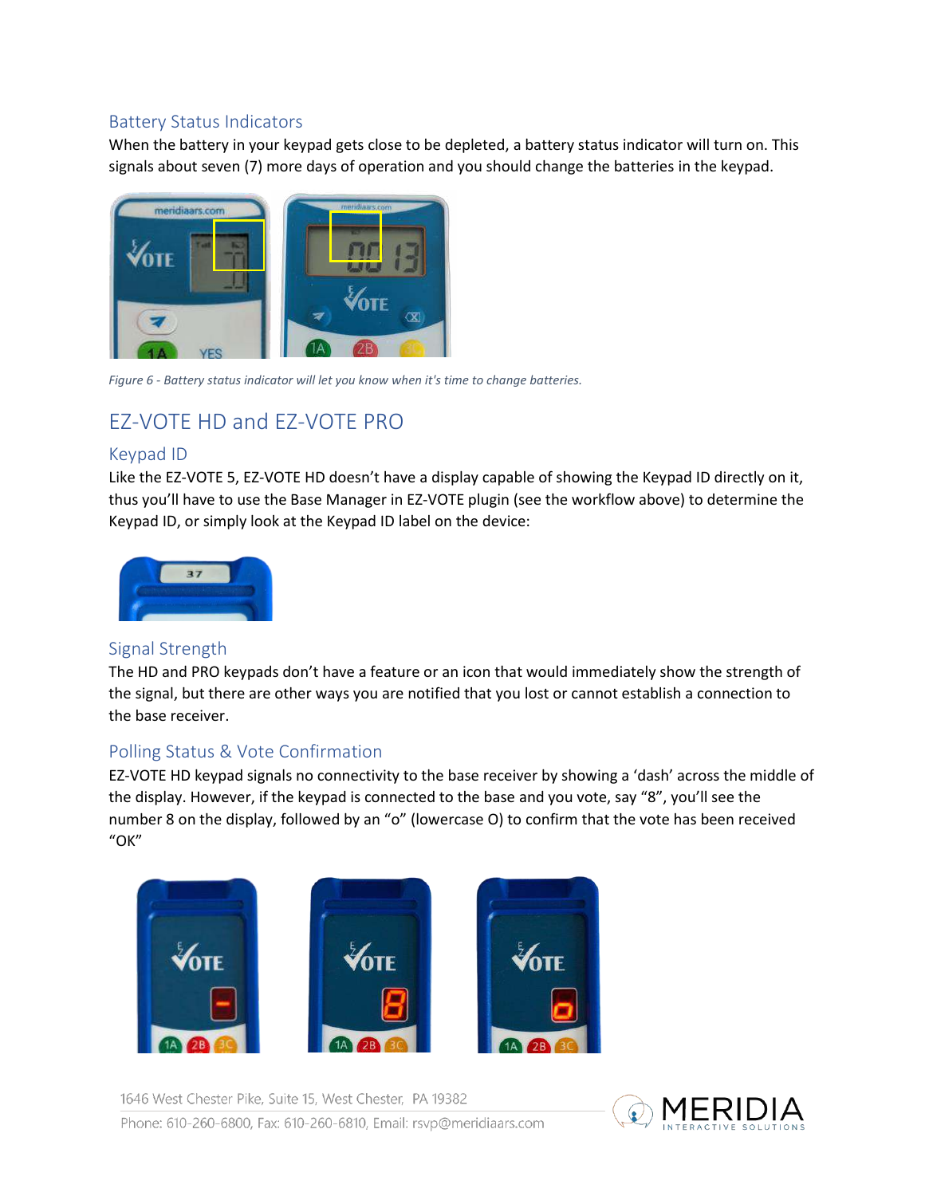### Battery Status Indicators

When the battery in your keypad gets close to be depleted, a battery status indicator will turn on. This signals about seven (7) more days of operation and you should change the batteries in the keypad.

*Figure 6 - Battery status indicator will let you know when it's time to change batteries.*

## EZ-VOTE HD and EZ-VOTE PRO

### Keypad ID

Like the EZ-VOTE 5, EZ-VOTE HD doesn't have a display capable of showing the Keypad ID directly on it, thus you'll have to use the Base Manager in EZ-VOTE plugin (see the workflow above) to determine the Keypad ID, or simply look at the Keypad ID label on the device:

### Signal Strength

The HD and PRO keypads don't have a feature or an icon that would immediately show the strength of the signal, but there are other ways you are notified that you lost or cannot establish a connection to the base receiver.

### Polling Status & Vote Confirmation

EZ-VOTE HD keypad signals no connectivity to the base receiver by showing a 'dash' across the middle of the display. However, if the keypad is connected to the base and you vote, say "8", you'll see the number 8 on the display, followed by an "o" (lowercase O) to confirm that the vote has been received "OK"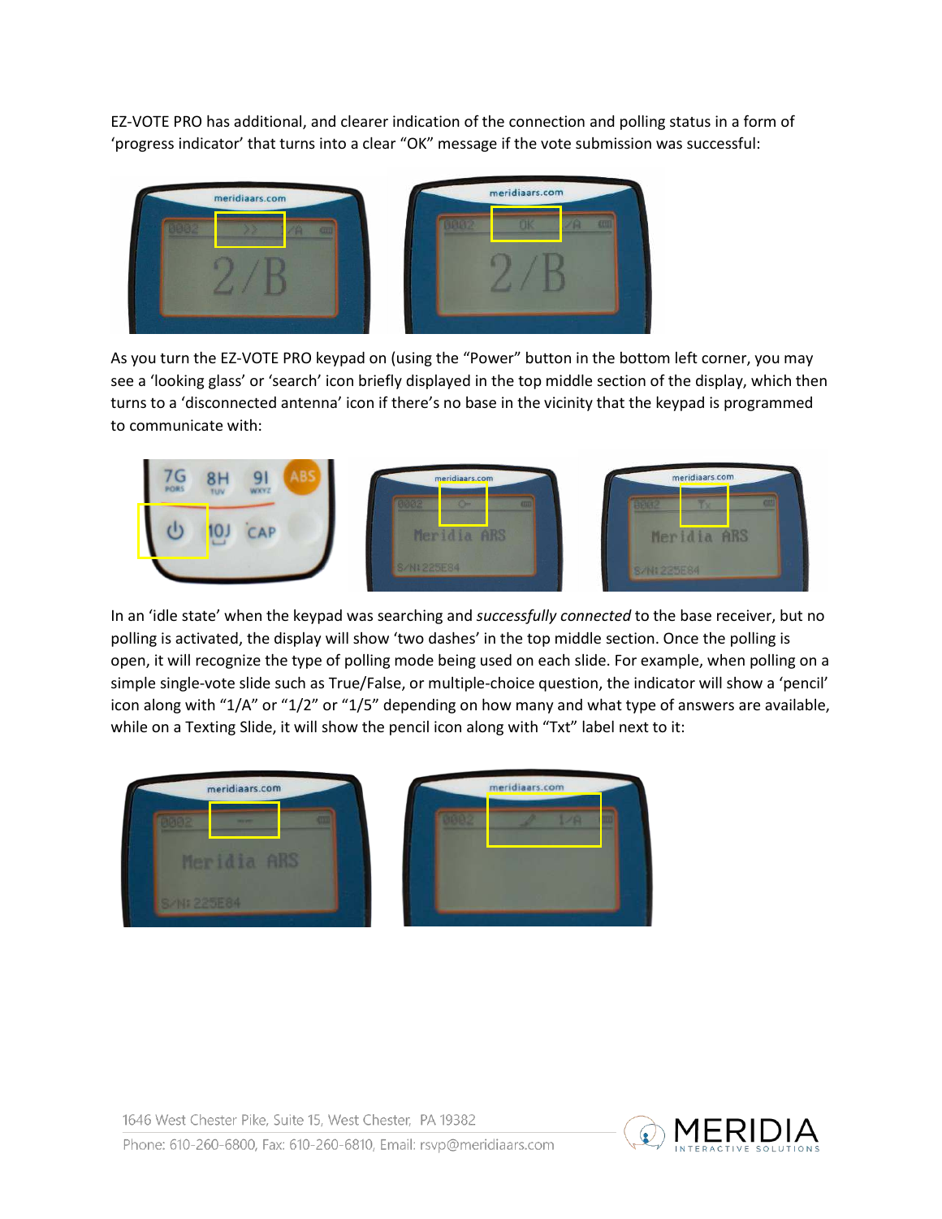EZ-VOTE PRO has additional, and clearer indication of the connection and polling status in a form of 'progress indicator' that turns into a clear "OK" message if the vote submission was successful:

As you turn the EZ-VOTE PRO keypad on (using the "Power" button in the bottom left corner, you may see a 'looking glass' or 'search' icon briefly displayed in the top middle section of the display, which then turns to a 'disconnected antenna' icon if there's no base in the vicinity that the keypad is programmed to communicate with:

In an 'idle state' when the keypad was searching and *successfully connected* to the base receiver, but no polling is activated, the display will show 'two dashes' in the top middle section. Once the polling is open, it will recognize the type of polling mode being used on each slide. For example, when polling on a simple single-vote slide such as True/False, or multiple-choice question, the indicator will show a 'pencil' icon along with "1/A" or "1/2" or "1/5" depending on how many and what type of answers are available, while on a Texting Slide, it will show the pencil icon along with "Txt" label next to it: